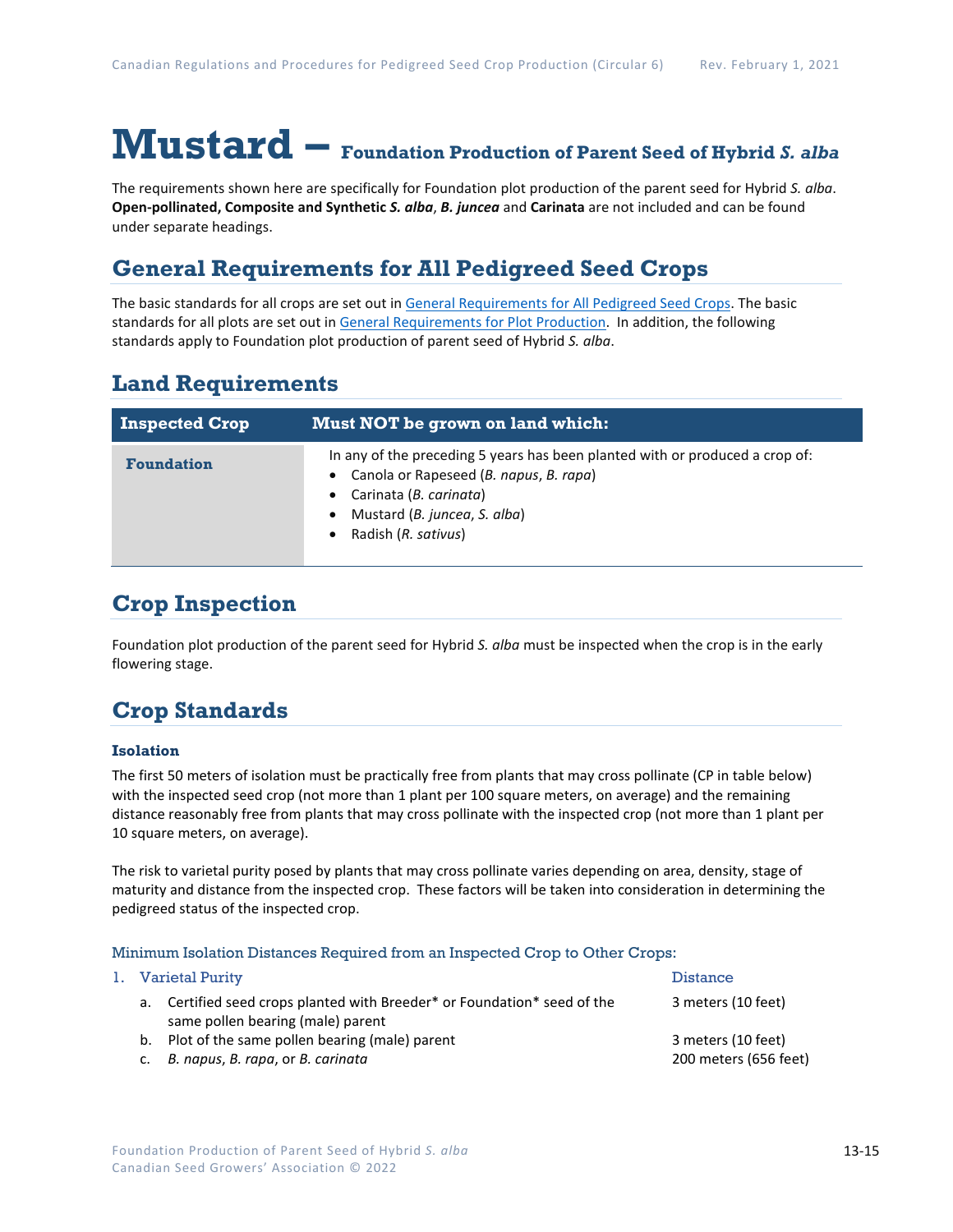# Mustard – Foundation Production of Parent Seed of Hybrid *S. alba*

The requirements shown here are specifically for Foundation plot production of the parent seed for Hybrid *S. alba*. **Open-pollinated, Composite and Synthetic *S. alba*, *B. juncea*** and **Carinata** are not included and can be found under separate headings.

## General Requirements for All Pedigreed Seed Crops

The basic standards for all crops are set out in General Requirements for All Pedigreed Seed Crops. The basic standards for all plots are set out in General Requirements for Plot Production. In addition, the following standards apply to Foundation plot production of parent seed of Hybrid *S. alba*.

## Land Requirements

| Inspected Crop | Must NOT be grown on land which: |
|---|---|
| **Foundation** | In any of the preceding 5 years has been planted with or produced a crop of:<br>• Canola or Rapeseed (*B. napus*, *B. rapa*)<br>• Carinata (*B. carinata*)<br>• Mustard (*B. juncea*, *S. alba*)<br>• Radish (*R. sativus*) |

## Crop Inspection

Foundation plot production of the parent seed for Hybrid *S. alba* must be inspected when the crop is in the early flowering stage.

## Crop Standards

### Isolation

The first 50 meters of isolation must be practically free from plants that may cross pollinate (CP in table below) with the inspected seed crop (not more than 1 plant per 100 square meters, on average) and the remaining distance reasonably free from plants that may cross pollinate with the inspected crop (not more than 1 plant per 10 square meters, on average).

The risk to varietal purity posed by plants that may cross pollinate varies depending on area, density, stage of maturity and distance from the inspected crop. These factors will be taken into consideration in determining the pedigreed status of the inspected crop.

#### Minimum Isolation Distances Required from an Inspected Crop to Other Crops:

| 1. Varietal Purity | Distance |
|---|---|
| a. Certified seed crops planted with Breeder* or Foundation* seed of the same pollen bearing (male) parent | 3 meters (10 feet) |
| b. Plot of the same pollen bearing (male) parent | 3 meters (10 feet) |
| c. *B. napus*, *B. rapa*, or *B. carinata* | 200 meters (656 feet) |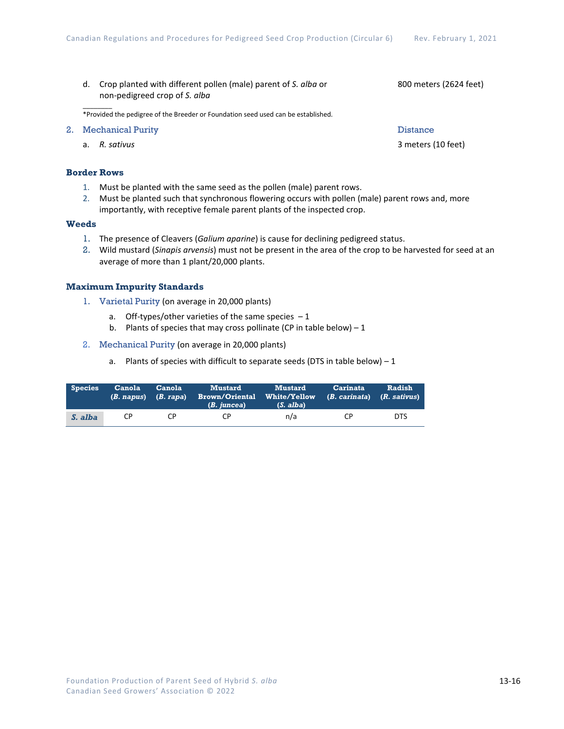d. Crop planted with different pollen (male) parent of *S. alba* or non-pedigreed crop of *S. alba* — 800 meters (2624 feet)

\*Provided the pedigree of the Breeder or Foundation seed used can be established.

2. Mechanical Purity — Distance

   a. *R. sativus* — 3 meters (10 feet)

### Border Rows

1. Must be planted with the same seed as the pollen (male) parent rows.
2. Must be planted such that synchronous flowering occurs with pollen (male) parent rows and, more importantly, with receptive female parent plants of the inspected crop.

### Weeds

1. The presence of Cleavers (*Galium aparine*) is cause for declining pedigreed status.
2. Wild mustard (*Sinapis arvensis*) must not be present in the area of the crop to be harvested for seed at an average of more than 1 plant/20,000 plants.

### Maximum Impurity Standards

1. Varietal Purity (on average in 20,000 plants)
   a. Off-types/other varieties of the same species – 1
   b. Plants of species that may cross pollinate (CP in table below) – 1
2. Mechanical Purity (on average in 20,000 plants)
   a. Plants of species with difficult to separate seeds (DTS in table below) – 1

| Species | Canola (*B. napus*) | Canola (*B. rapa*) | Mustard Brown/Oriental (*B. juncea*) | Mustard White/Yellow (*S. alba*) | Carinata (*B. carinata*) | Radish (*R. sativus*) |
|---|---|---|---|---|---|---|
| ***S. alba*** | CP | CP | CP | n/a | CP | DTS |